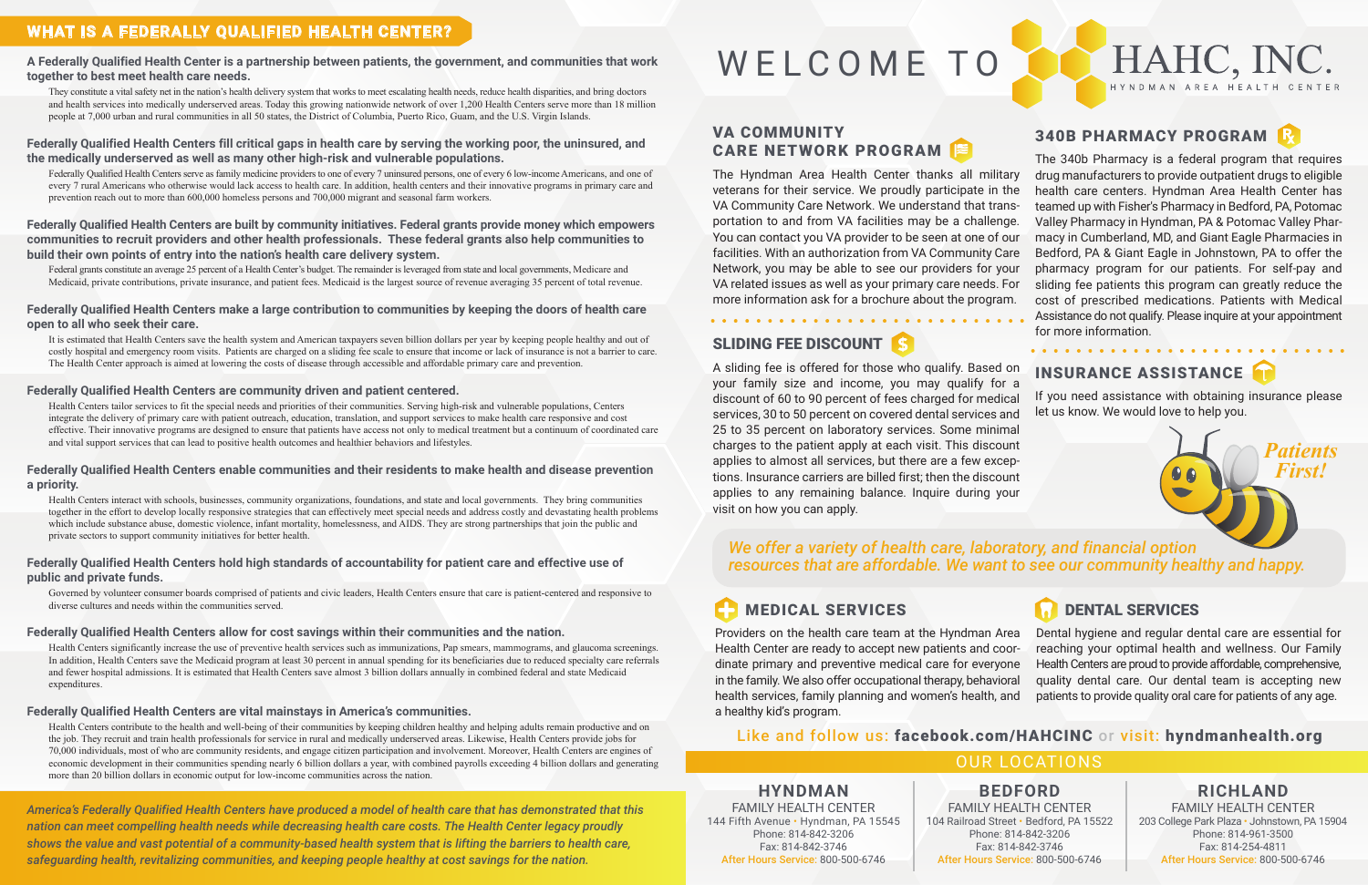## WHAT IS A FEDERALLY QUALIFIED HEALTH CENTER?

**A Federally Qualified Health Center is a partnership between patients, the government, and communities that work together to best meet health care needs.**

They constitute a vital safety net in the nation's health delivery system that works to meet escalating health needs, reduce health disparities, and bring doctors and health services into medically underserved areas. Today this growing nationwide network of over 1,200 Health Centers serve more than 18 million people at 7,000 urban and rural communities in all 50 states, the District of Columbia, Puerto Rico, Guam, and the U.S. Virgin Islands.

**Federally Qualified Health Centers fill critical gaps in health care by serving the working poor, the uninsured, and the medically underserved as well as many other high-risk and vulnerable populations.**

Federally Qualified Health Centers serve as family medicine providers to one of every 7 uninsured persons, one of every 6 low-income Americans, and one of every 7 rural Americans who otherwise would lack access to health care. In addition, health centers and their innovative programs in primary care and prevention reach out to more than 600,000 homeless persons and 700,000 migrant and seasonal farm workers.

**Federally Qualified Health Centers are built by community initiatives. Federal grants provide money which empowers communities to recruit providers and other health professionals. These federal grants also help communities to build their own points of entry into the nation's health care delivery system.**

Federal grants constitute an average 25 percent of a Health Center's budget. The remainder is leveraged from state and local governments, Medicare and Medicaid, private contributions, private insurance, and patient fees. Medicaid is the largest source of revenue averaging 35 percent of total revenue.

**Federally Qualified Health Centers make a large contribution to communities by keeping the doors of health care open to all who seek their care.**

It is estimated that Health Centers save the health system and American taxpayers seven billion dollars per year by keeping people healthy and out of costly hospital and emergency room visits. Patients are charged on a sliding fee scale to ensure that income or lack of insurance is not a barrier to care. The Health Center approach is aimed at lowering the costs of disease through accessible and affordable primary care and prevention.

**Federally Qualified Health Centers are community driven and patient centered.**

Health Centers tailor services to fit the special needs and priorities of their communities. Serving high-risk and vulnerable populations, Centers integrate the delivery of primary care with patient outreach, education, translation, and support services to make health care responsive and cost effective. Their innovative programs are designed to ensure that patients have access not only to medical treatment but a continuum of coordinated care and vital support services that can lead to positive health outcomes and healthier behaviors and lifestyles.

**Federally Qualified Health Centers enable communities and their residents to make health and disease prevention a priority.**

Health Centers interact with schools, businesses, community organizations, foundations, and state and local governments. They bring communities together in the effort to develop locally responsive strategies that can effectively meet special needs and address costly and devastating health problems which include substance abuse, domestic violence, infant mortality, homelessness, and AIDS. They are strong partnerships that join the public and private sectors to support community initiatives for better health.

**Federally Qualified Health Centers hold high standards of accountability for patient care and effective use of public and private funds.**

Governed by volunteer consumer boards comprised of patients and civic leaders, Health Centers ensure that care is patient-centered and responsive to diverse cultures and needs within the communities served.

**Federally Qualified Health Centers allow for cost savings within their communities and the nation.**

Health Centers significantly increase the use of preventive health services such as immunizations, Pap smears, mammograms, and glaucoma screenings. In addition, Health Centers save the Medicaid program at least 30 percent in annual spending for its beneficiaries due to reduced specialty care referrals and fewer hospital admissions. It is estimated that Health Centers save almost 3 billion dollars annually in combined federal and state Medicaid expenditures.

**Federally Qualified Health Centers are vital mainstays in America's communities.**

Health Centers contribute to the health and well-being of their communities by keeping children healthy and helping adults remain productive and on the job. They recruit and train health professionals for service in rural and medically underserved areas. Likewise, Health Centers provide jobs for 70,000 individuals, most of who are community residents, and engage citizen participation and involvement. Moreover, Health Centers are engines of economic development in their communities spending nearly 6 billion dollars a year, with combined payrolls exceeding 4 billion dollars and generating more than 20 billion dollars in economic output for low-income communities across the nation.

*America's Federally Qualified Health Centers have produced a model of health care that has demonstrated that this nation can meet compelling health needs while decreasing health care costs. The Health Center legacy proudly shows the value and vast potential of a community-based health system that is lifting the barriers to health care, safeguarding health, revitalizing communities, and keeping people healthy at cost savings for the nation.*

# WELCOME TO HAHC, INC.

HYNDMAN AREA HEALTH CENTER

## VA COMMUNITY CARE NETWORK PROGRAM

The Hyndman Area Health Center thanks all military veterans for their service. We proudly participate in the VA Community Care Network. We understand that transportation to and from VA facilities may be a challenge. You can contact you VA provider to be seen at one of our facilities. With an authorization from VA Community Care Network, you may be able to see our providers for your VA related issues as well as your primary care needs. For more information ask for a brochure about the program.

## SLIDING FEE DISCOUNT

A sliding fee is offered for those who qualify. Based on your family size and income, you may qualify for a discount of 60 to 90 percent of fees charged for medical services, 30 to 50 percent on covered dental services and 25 to 35 percent on laboratory services. Some minimal charges to the patient apply at each visit. This discount applies to almost all services, but there are a few exceptions. Insurance carriers are billed first; then the discount applies to any remaining balance. Inquire during your visit on how you can apply.

## 340B PHARMACY PROGRAM

The 340b Pharmacy is a federal program that requires drug manufacturers to provide outpatient drugs to eligible health care centers. Hyndman Area Health Center has teamed up with Fisher's Pharmacy in Bedford, PA, Potomac Valley Pharmacy in Hyndman, PA & Potomac Valley Pharmacy in Cumberland, MD, and Giant Eagle Pharmacies in Bedford, PA & Giant Eagle in Johnstown, PA to offer the pharmacy program for our patients. For self-pay and sliding fee patients this program can greatly reduce the cost of prescribed medications. Patients with Medical Assistance do not qualify. Please inquire at your appointment for more information.

## INSURANCE ASSISTANCE

If you need assistance with obtaining insurance please let us know. We would love to help you.

*Patients First!*

*We offer a variety of health care, laboratory, and financial option resources that are affordable. We want to see our community healthy and happy.*

## MEDICAL SERVICES

Providers on the health care team at the Hyndman Area Health Center are ready to accept new patients and coordinate primary and preventive medical care for everyone in the family. We also offer occupational therapy, behavioral health services, family planning and women's health, and a healthy kid's program.

## DENTAL SERVICES

Dental hygiene and regular dental care are essential for reaching your optimal health and wellness. Our Family Health Centers are proud to provide affordable, comprehensive, quality dental care. Our dental team is accepting new patients to provide quality oral care for patients of any age.

Like and follow us: **facebook.com/HAHCINC** or visit: **hyndmanhealth.org**

## OUR LOCATIONS

**HYNDMAN**
FAMILY HEALTH CENTER
144 Fifth Avenue • Hyndman, PA 15545
Phone: 814-842-3206
Fax: 814-842-3746
After Hours Service: 800-500-6746

**BEDFORD**
FAMILY HEALTH CENTER
104 Railroad Street • Bedford, PA 15522
Phone: 814-842-3206
Fax: 814-842-3746
After Hours Service: 800-500-6746

**RICHLAND**
FAMILY HEALTH CENTER
203 College Park Plaza • Johnstown, PA 15904
Phone: 814-961-3500
Fax: 814-254-4811
After Hours Service: 800-500-6746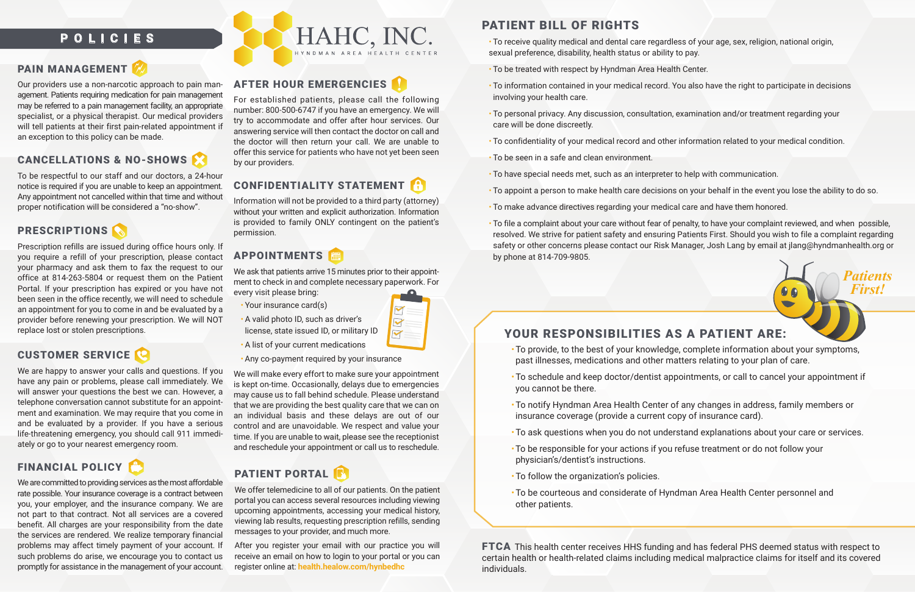# POLICIES

## PAIN MANAGEMENT

Our providers use a non-narcotic approach to pain management. Patients requiring medication for pain management may be referred to a pain management facility, an appropriate specialist, or a physical therapist. Our medical providers will tell patients at their first pain-related appointment if an exception to this policy can be made.

## CANCELLATIONS & NO-SHOWS

To be respectful to our staff and our doctors, a 24-hour notice is required if you are unable to keep an appointment. Any appointment not cancelled within that time and without proper notification will be considered a "no-show".

## PRESCRIPTIONS

Prescription refills are issued during office hours only. If you require a refill of your prescription, please contact your pharmacy and ask them to fax the request to our office at 814-263-5804 or request them on the Patient Portal. If your prescription has expired or you have not been seen in the office recently, we will need to schedule an appointment for you to come in and be evaluated by a provider before renewing your prescription. We will NOT replace lost or stolen prescriptions.

## CUSTOMER SERVICE

We are happy to answer your calls and questions. If you have any pain or problems, please call immediately. We will answer your questions the best we can. However, a telephone conversation cannot substitute for an appointment and examination. We may require that you come in and be evaluated by a provider. If you have a serious life-threatening emergency, you should call 911 immediately or go to your nearest emergency room.

## FINANCIAL POLICY

We are committed to providing services as the most affordable rate possible. Your insurance coverage is a contract between you, your employer, and the insurance company. We are not part to that contract. Not all services are a covered benefit. All charges are your responsibility from the date the services are rendered. We realize temporary financial problems may affect timely payment of your account. If such problems do arise, we encourage you to contact us promptly for assistance in the management of your account.

# HAHC, INC.

HYNDMAN AREA HEALTH CENTER

## AFTER HOUR EMERGENCIES

For established patients, please call the following number: 800-500-6747 if you have an emergency. We will try to accommodate and offer after hour services. Our answering service will then contact the doctor on call and the doctor will then return your call. We are unable to offer this service for patients who have not yet been seen by our providers.

## CONFIDENTIALITY STATEMENT

Information will not be provided to a third party (attorney) without your written and explicit authorization. Information is provided to family ONLY contingent on the patient's permission.

## APPOINTMENTS

We ask that patients arrive 15 minutes prior to their appointment to check in and complete necessary paperwork. For every visit please bring:

- Your insurance card(s)
- A valid photo ID, such as driver's license, state issued ID, or military ID
- A list of your current medications
- Any co-payment required by your insurance

We will make every effort to make sure your appointment is kept on-time. Occasionally, delays due to emergencies may cause us to fall behind schedule. Please understand that we are providing the best quality care that we can on an individual basis and these delays are out of our control and are unavoidable. We respect and value your time. If you are unable to wait, please see the receptionist and reschedule your appointment or call us to reschedule.

## PATIENT PORTAL

We offer telemedicine to all of our patients. On the patient portal you can access several resources including viewing upcoming appointments, accessing your medical history, viewing lab results, requesting prescription refills, sending messages to your provider, and much more.

After you register your email with our practice you will receive an email on how to login to your portal or you can register online at: **health.healow.com/hynbedhc**

## PATIENT BILL OF RIGHTS

- To receive quality medical and dental care regardless of your age, sex, religion, national origin, sexual preference, disability, health status or ability to pay.
- To be treated with respect by Hyndman Area Health Center.
- To information contained in your medical record. You also have the right to participate in decisions involving your health care.
- To personal privacy. Any discussion, consultation, examination and/or treatment regarding your care will be done discreetly.
- To confidentiality of your medical record and other information related to your medical condition.
- To be seen in a safe and clean environment.
- To have special needs met, such as an interpreter to help with communication.
- To appoint a person to make health care decisions on your behalf in the event you lose the ability to do so.
- To make advance directives regarding your medical care and have them honored.
- To file a complaint about your care without fear of penalty, to have your complaint reviewed, and when possible, resolved. We strive for patient safety and ensuring Patients First. Should you wish to file a complaint regarding safety or other concerns please contact our Risk Manager, Josh Lang by email at jlang@hyndmanhealth.org or by phone at 814-709-9805.

*Patients First!*

## YOUR RESPONSIBILITIES AS A PATIENT ARE:

- To provide, to the best of your knowledge, complete information about your symptoms, past illnesses, medications and other matters relating to your plan of care.
- To schedule and keep doctor/dentist appointments, or call to cancel your appointment if you cannot be there.
- To notify Hyndman Area Health Center of any changes in address, family members or insurance coverage (provide a current copy of insurance card).
- To ask questions when you do not understand explanations about your care or services.
- To be responsible for your actions if you refuse treatment or do not follow your physician's/dentist's instructions.
- To follow the organization's policies.
- To be courteous and considerate of Hyndman Area Health Center personnel and other patients.

**FTCA** This health center receives HHS funding and has federal PHS deemed status with respect to certain health or health-related claims including medical malpractice claims for itself and its covered individuals.